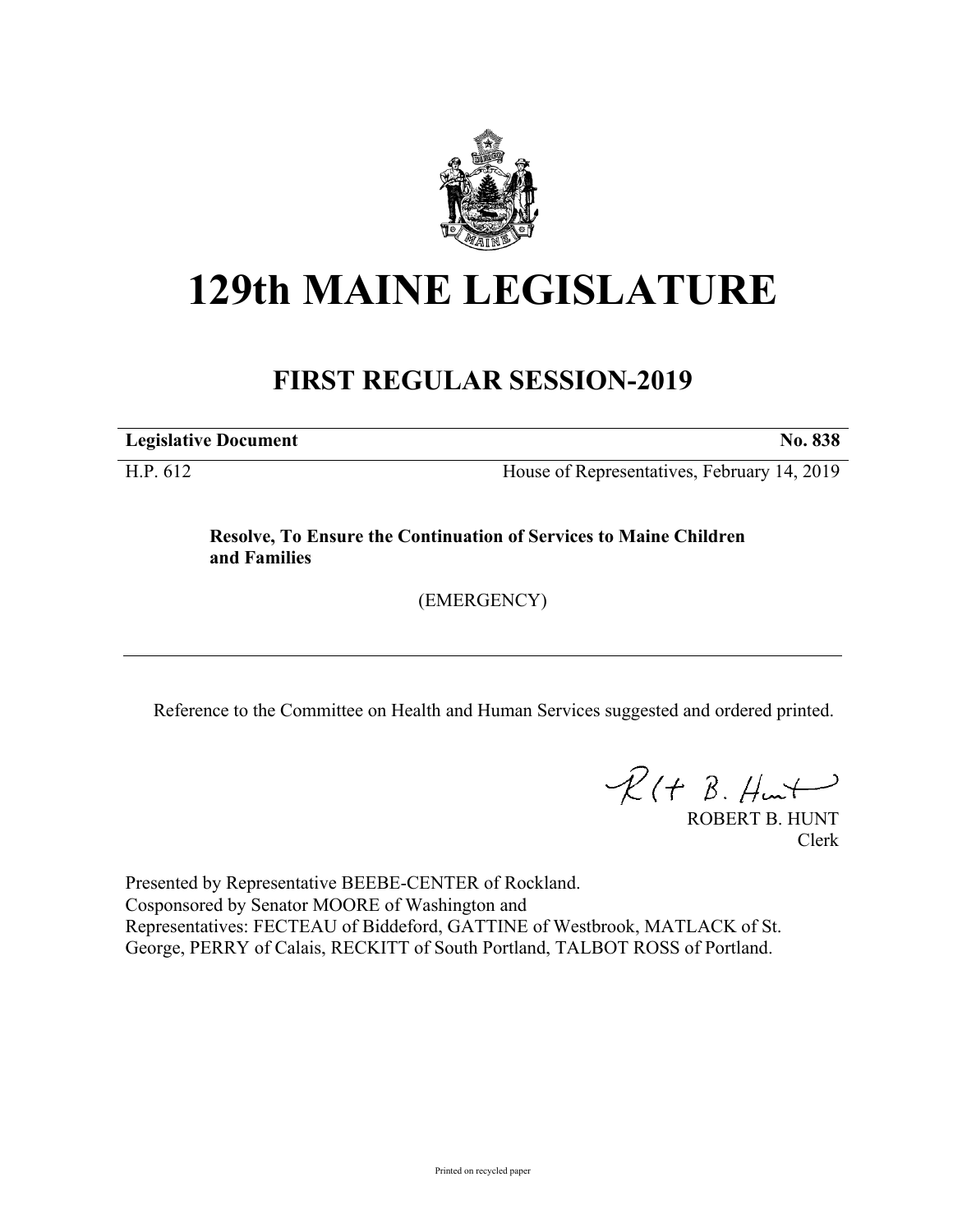# 129th MAINE LEGISLATURE

## FIRST REGULAR SESSION-2019

**Legislative Document** **No. 838**

H.P. 612 House of Representatives, February 14, 2019

**Resolve, To Ensure the Continuation of Services to Maine Children and Families**

(EMERGENCY)

---

Reference to the Committee on Health and Human Services suggested and ordered printed.

ROBERT B. HUNT
Clerk

Presented by Representative BEEBE-CENTER of Rockland.
Cosponsored by Senator MOORE of Washington and
Representatives: FECTEAU of Biddeford, GATTINE of Westbrook, MATLACK of St. George, PERRY of Calais, RECKITT of South Portland, TALBOT ROSS of Portland.

Printed on recycled paper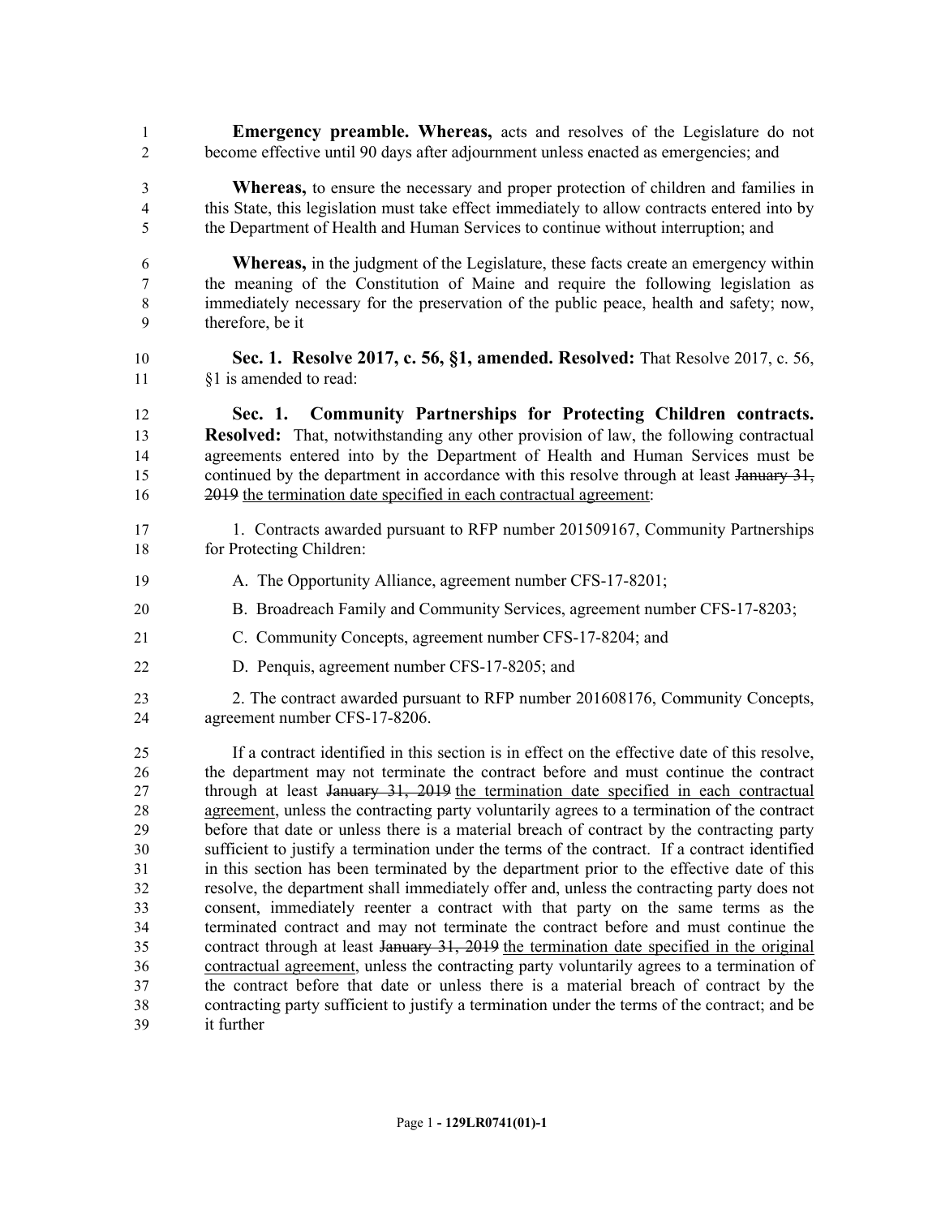**Emergency preamble. Whereas,** acts and resolves of the Legislature do not become effective until 90 days after adjournment unless enacted as emergencies; and

**Whereas,** to ensure the necessary and proper protection of children and families in this State, this legislation must take effect immediately to allow contracts entered into by the Department of Health and Human Services to continue without interruption; and

**Whereas,** in the judgment of the Legislature, these facts create an emergency within the meaning of the Constitution of Maine and require the following legislation as immediately necessary for the preservation of the public peace, health and safety; now, therefore, be it

**Sec. 1. Resolve 2017, c. 56, §1, amended. Resolved:** That Resolve 2017, c. 56, §1 is amended to read:

**Sec. 1. Community Partnerships for Protecting Children contracts. Resolved:** That, notwithstanding any other provision of law, the following contractual agreements entered into by the Department of Health and Human Services must be continued by the department in accordance with this resolve through at least ~~January 31, 2019~~ <u>the termination date specified in each contractual agreement</u>:

1. Contracts awarded pursuant to RFP number 201509167, Community Partnerships for Protecting Children:

   A. The Opportunity Alliance, agreement number CFS-17-8201;

   B. Broadreach Family and Community Services, agreement number CFS-17-8203;

   C. Community Concepts, agreement number CFS-17-8204; and

   D. Penquis, agreement number CFS-17-8205; and

2. The contract awarded pursuant to RFP number 201608176, Community Concepts, agreement number CFS-17-8206.

If a contract identified in this section is in effect on the effective date of this resolve, the department may not terminate the contract before and must continue the contract through at least ~~January 31, 2019~~ <u>the termination date specified in each contractual agreement</u>, unless the contracting party voluntarily agrees to a termination of the contract before that date or unless there is a material breach of contract by the contracting party sufficient to justify a termination under the terms of the contract. If a contract identified in this section has been terminated by the department prior to the effective date of this resolve, the department shall immediately offer and, unless the contracting party does not consent, immediately reenter a contract with that party on the same terms as the terminated contract and may not terminate the contract before and must continue the contract through at least ~~January 31, 2019~~ <u>the termination date specified in the original contractual agreement</u>, unless the contracting party voluntarily agrees to a termination of the contract before that date or unless there is a material breach of contract by the contracting party sufficient to justify a termination under the terms of the contract; and be it further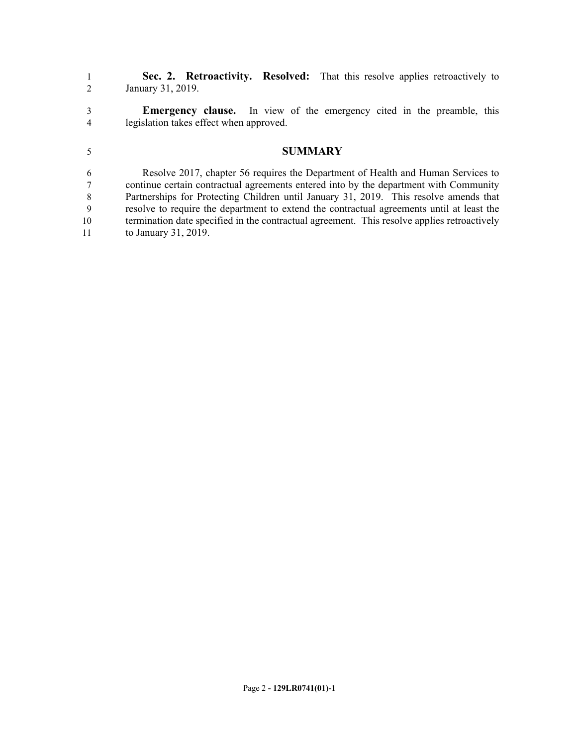**Sec. 2. Retroactivity. Resolved:** That this resolve applies retroactively to January 31, 2019.

**Emergency clause.** In view of the emergency cited in the preamble, this legislation takes effect when approved.

## SUMMARY

Resolve 2017, chapter 56 requires the Department of Health and Human Services to continue certain contractual agreements entered into by the department with Community Partnerships for Protecting Children until January 31, 2019. This resolve amends that resolve to require the department to extend the contractual agreements until at least the termination date specified in the contractual agreement. This resolve applies retroactively to January 31, 2019.